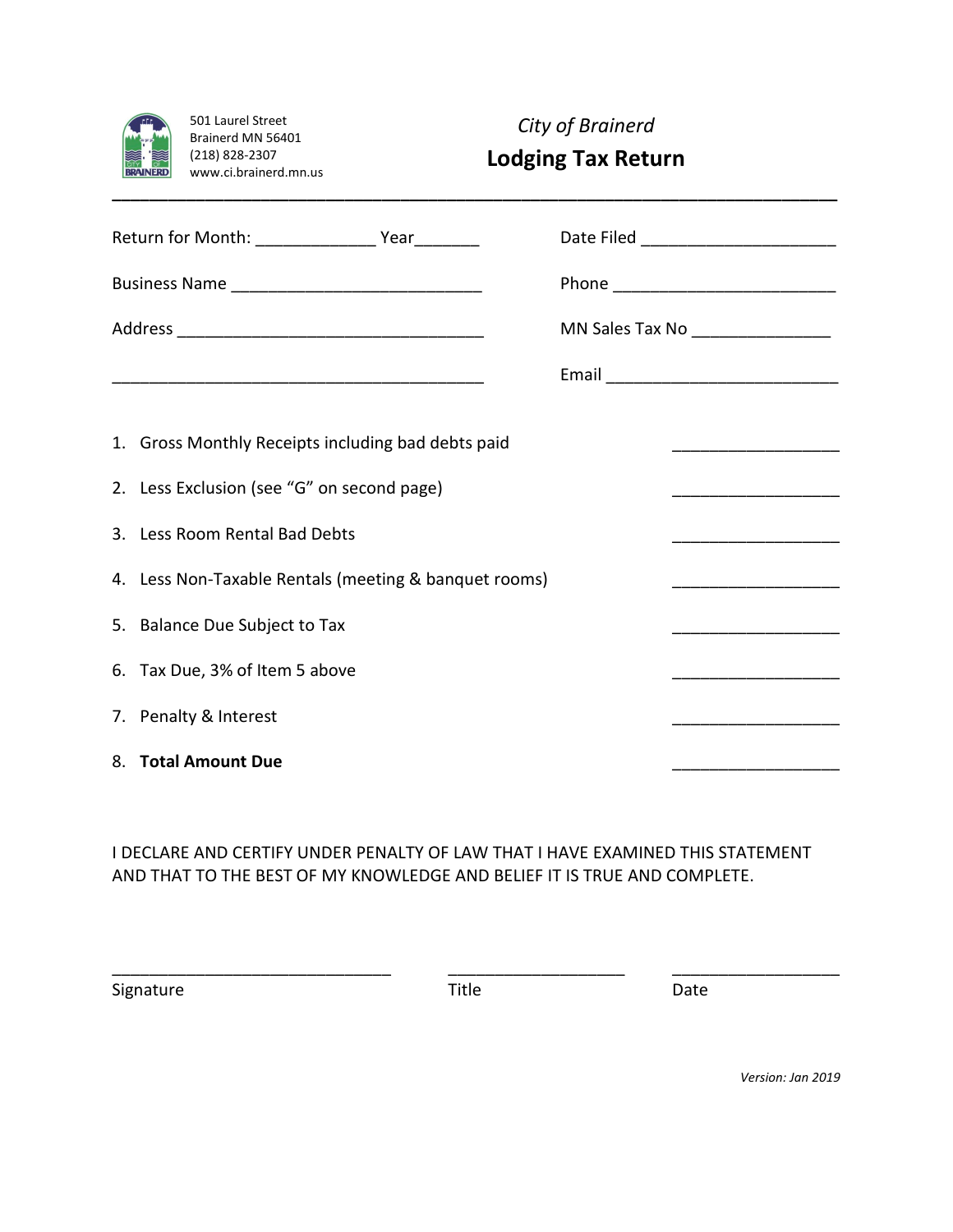501 Laurel Street
Brainerd MN 56401
(218) 828-2307
www.ci.brainerd.mn.us

*City of Brainerd*

# Lodging Tax Return

---

Return for Month: _____________ Year_______ Date Filed _____________________

Business Name ___________________________ Phone ________________________

Address _________________________________ MN Sales Tax No _______________

_______________________________________ Email _________________________

1. Gross Monthly Receipts including bad debts paid _________________
2. Less Exclusion (see "G" on second page) _________________
3. Less Room Rental Bad Debts _________________
4. Less Non-Taxable Rentals (meeting & banquet rooms) _________________
5. Balance Due Subject to Tax _________________
6. Tax Due, 3% of Item 5 above _________________
7. Penalty & Interest _________________
8. **Total Amount Due** _________________

I DECLARE AND CERTIFY UNDER PENALTY OF LAW THAT I HAVE EXAMINED THIS STATEMENT AND THAT TO THE BEST OF MY KNOWLEDGE AND BELIEF IT IS TRUE AND COMPLETE.

______________________________ ___________________ _________________
Signature Title Date

*Version: Jan 2019*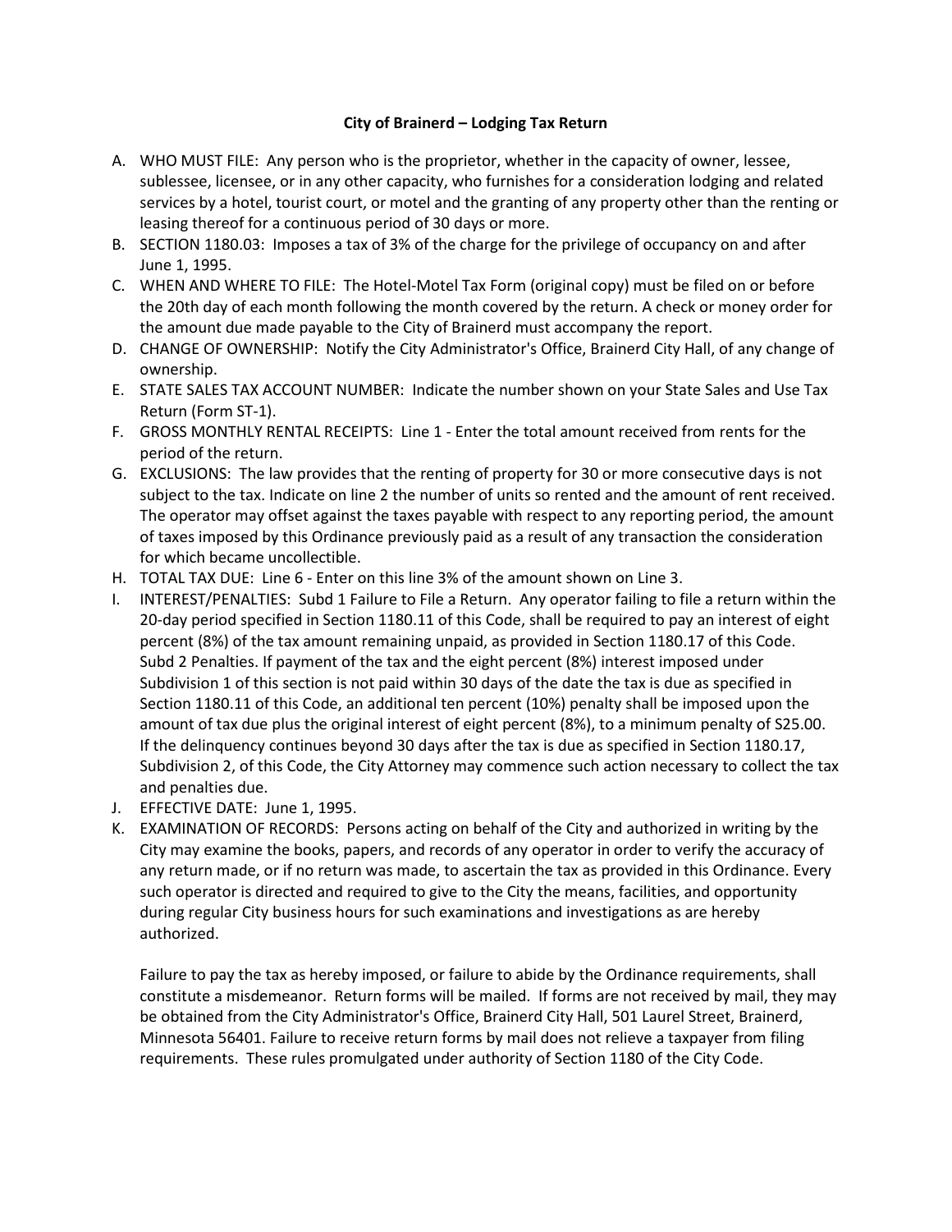**City of Brainerd – Lodging Tax Return**

A. WHO MUST FILE: Any person who is the proprietor, whether in the capacity of owner, lessee, sublessee, licensee, or in any other capacity, who furnishes for a consideration lodging and related services by a hotel, tourist court, or motel and the granting of any property other than the renting or leasing thereof for a continuous period of 30 days or more.
B. SECTION 1180.03: Imposes a tax of 3% of the charge for the privilege of occupancy on and after June 1, 1995.
C. WHEN AND WHERE TO FILE: The Hotel-Motel Tax Form (original copy) must be filed on or before the 20th day of each month following the month covered by the return. A check or money order for the amount due made payable to the City of Brainerd must accompany the report.
D. CHANGE OF OWNERSHIP: Notify the City Administrator's Office, Brainerd City Hall, of any change of ownership.
E. STATE SALES TAX ACCOUNT NUMBER: Indicate the number shown on your State Sales and Use Tax Return (Form ST-1).
F. GROSS MONTHLY RENTAL RECEIPTS: Line 1 - Enter the total amount received from rents for the period of the return.
G. EXCLUSIONS: The law provides that the renting of property for 30 or more consecutive days is not subject to the tax. Indicate on line 2 the number of units so rented and the amount of rent received. The operator may offset against the taxes payable with respect to any reporting period, the amount of taxes imposed by this Ordinance previously paid as a result of any transaction the consideration for which became uncollectible.
H. TOTAL TAX DUE: Line 6 - Enter on this line 3% of the amount shown on Line 3.
I. INTEREST/PENALTIES: Subd 1 Failure to File a Return. Any operator failing to file a return within the 20-day period specified in Section 1180.11 of this Code, shall be required to pay an interest of eight percent (8%) of the tax amount remaining unpaid, as provided in Section 1180.17 of this Code. Subd 2 Penalties. If payment of the tax and the eight percent (8%) interest imposed under Subdivision 1 of this section is not paid within 30 days of the date the tax is due as specified in Section 1180.11 of this Code, an additional ten percent (10%) penalty shall be imposed upon the amount of tax due plus the original interest of eight percent (8%), to a minimum penalty of S25.00. If the delinquency continues beyond 30 days after the tax is due as specified in Section 1180.17, Subdivision 2, of this Code, the City Attorney may commence such action necessary to collect the tax and penalties due.
J. EFFECTIVE DATE: June 1, 1995.
K. EXAMINATION OF RECORDS: Persons acting on behalf of the City and authorized in writing by the City may examine the books, papers, and records of any operator in order to verify the accuracy of any return made, or if no return was made, to ascertain the tax as provided in this Ordinance. Every such operator is directed and required to give to the City the means, facilities, and opportunity during regular City business hours for such examinations and investigations as are hereby authorized.

   Failure to pay the tax as hereby imposed, or failure to abide by the Ordinance requirements, shall constitute a misdemeanor. Return forms will be mailed. If forms are not received by mail, they may be obtained from the City Administrator's Office, Brainerd City Hall, 501 Laurel Street, Brainerd, Minnesota 56401. Failure to receive return forms by mail does not relieve a taxpayer from filing requirements. These rules promulgated under authority of Section 1180 of the City Code.